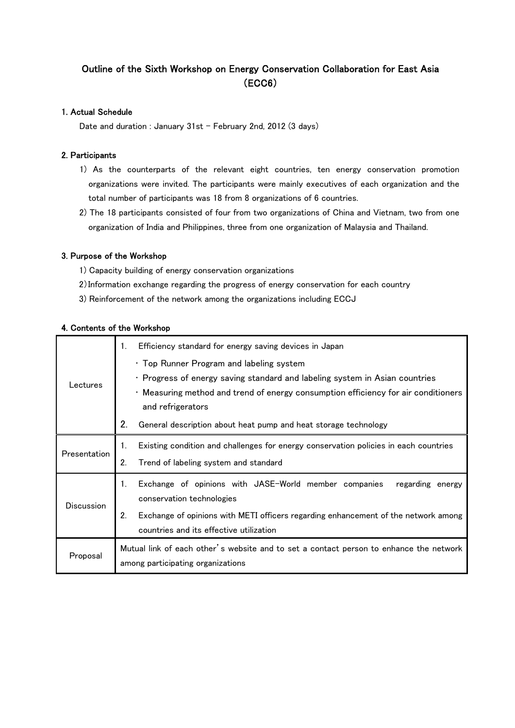# Outline of the Sixth Workshop on Energy Conservation Collaboration for East Asia (ECC6)

### 1. Actual Schedule

Date and duration : January 31st – February 2nd, 2012 (3 days)

### 2. Participants

1) As the counterparts of the relevant eight countries, ten energy conservation promotion organizations were invited. The participants were mainly executives of each organization and the total number of participants was 18 from 8 organizations of 6 countries.

2) The 18 participants consisted of four from two organizations of China and Vietnam, two from one organization of India and Philippines, three from one organization of Malaysia and Thailand.

### 3. Purpose of the Workshop

1) Capacity building of energy conservation organizations

2) Information exchange regarding the progress of energy conservation for each country

3) Reinforcement of the network among the organizations including ECCJ

### 4. Contents of the Workshop

| | |
|---|---|
| Lectures | 1. Efficiency standard for energy saving devices in Japan<br>・Top Runner Program and labeling system<br>・Progress of energy saving standard and labeling system in Asian countries<br>・Measuring method and trend of energy consumption efficiency for air conditioners and refrigerators<br>2. General description about heat pump and heat storage technology |
| Presentation | 1. Existing condition and challenges for energy conservation policies in each countries<br>2. Trend of labeling system and standard |
| Discussion | 1. Exchange of opinions with JASE-World member companies regarding energy conservation technologies<br>2. Exchange of opinions with METI officers regarding enhancement of the network among countries and its effective utilization |
| Proposal | Mutual link of each other's website and to set a contact person to enhance the network among participating organizations |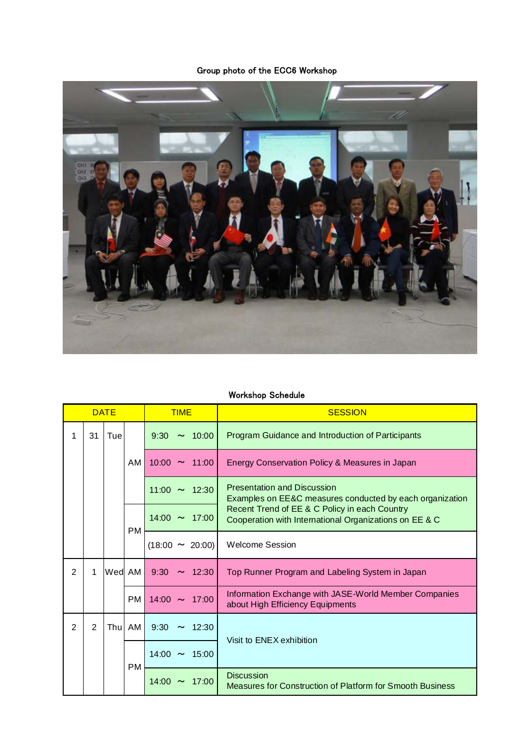Group photo of the ECC6 Workshop

Workshop Schedule

| DATE | | | | TIME | SESSION |
|---|---|---|---|---|---|
| 1 | 31 | Tue | AM | 9:30 ～ 10:00 | Program Guidance and Introduction of Participants |
| | | | AM | 10:00 ～ 11:00 | Energy Conservation Policy & Measures in Japan |
| | | | AM | 11:00 ～ 12:30 | Presentation and Discussion<br>Examples on EE&C measures conducted by each organization<br>Recent Trend of EE & C Policy in each Country<br>Cooperation with International Organizations on EE & C |
| | | | PM | 14:00 ～ 17:00 | |
| | | | PM | (18:00 ～ 20:00) | Welcome Session |
| 2 | 1 | Wed | AM | 9:30 ～ 12:30 | Top Runner Program and Labeling System in Japan |
| | | | PM | 14:00 ～ 17:00 | Information Exchange with JASE-World Member Companies about High Efficiency Equipments |
| 2 | 2 | Thu | AM | 9:30 ～ 12:30 | Visit to ENEX exhibition |
| | | | PM | 14:00 ～ 15:00 | |
| | | | PM | 14:00 ～ 17:00 | Discussion<br>Measures for Construction of Platform for Smooth Business |